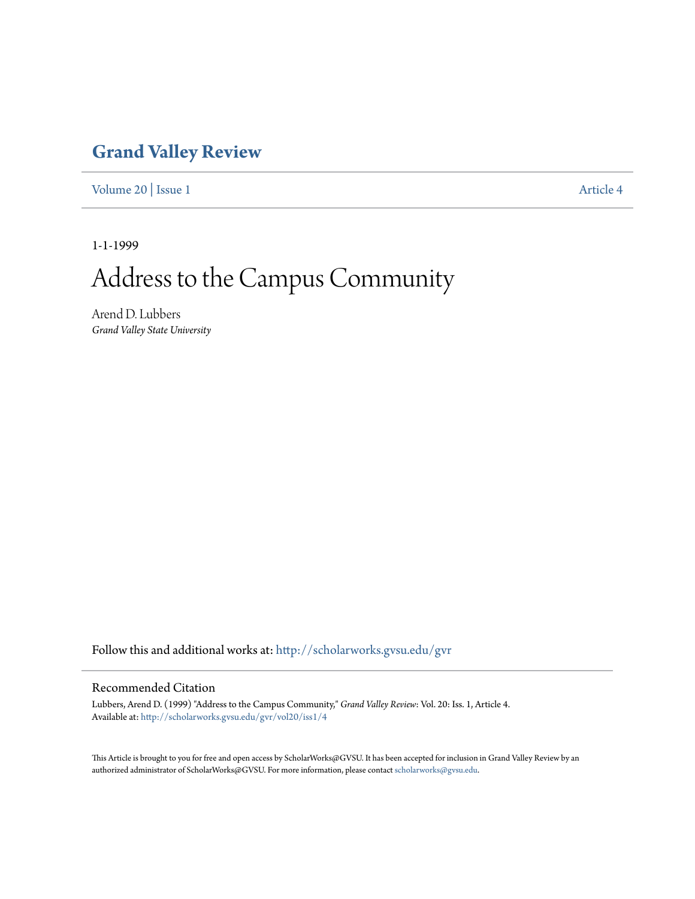# Grand Valley Review

Volume 20 | Issue 1 Article 4

1-1-1999

# Address to the Campus Community

Arend D. Lubbers
*Grand Valley State University*

Follow this and additional works at: http://scholarworks.gvsu.edu/gvr

## Recommended Citation

Lubbers, Arend D. (1999) "Address to the Campus Community," *Grand Valley Review*: Vol. 20: Iss. 1, Article 4.
Available at: http://scholarworks.gvsu.edu/gvr/vol20/iss1/4

This Article is brought to you for free and open access by ScholarWorks@GVSU. It has been accepted for inclusion in Grand Valley Review by an authorized administrator of ScholarWorks@GVSU. For more information, please contact scholarworks@gvsu.edu.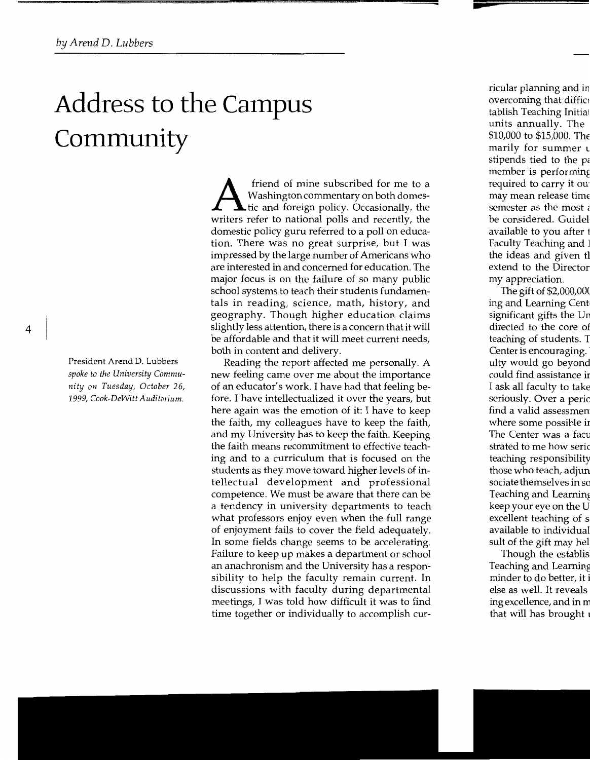*by Arend D. Lubbers*

# Address to the Campus Community

President Arend D. Lubbers *spoke to the University Community on Tuesday, October 26, 1999, Cook-DeWitt Auditorium.*

A friend of mine subscribed for me to a Washington commentary on both domestic and foreign policy. Occasionally, the writers refer to national polls and recently, the domestic policy guru referred to a poll on education. There was no great surprise, but I was impressed by the large number of Americans who are interested in and concerned for education. The major focus is on the failure of so many public school systems to teach their students fundamentals in reading, science, math, history, and geography. Though higher education claims slightly less attention, there is a concern that it will be affordable and that it will meet current needs, both in content and delivery.

Reading the report affected me personally. A new feeling came over me about the importance of an educator's work. I have had that feeling before. I have intellectualized it over the years, but here again was the emotion of it: I have to keep the faith, my colleagues have to keep the faith, and my University has to keep the faith. Keeping the faith means recommitment to effective teaching and to a curriculum that is focused on the students as they move toward higher levels of intellectual development and professional competence. We must be aware that there can be a tendency in university departments to teach what professors enjoy even when the full range of enjoyment fails to cover the field adequately. In some fields change seems to be accelerating. Failure to keep up makes a department or school an anachronism and the University has a responsibility to help the faculty remain current. In discussions with faculty during departmental meetings, I was told how difficult it was to find time together or individually to accomplish cur-

ricular planning and in
overcoming that diffic
tablish Teaching Initia
units annually. The
$10,000 to $15,000. The
marily for summer
stipends tied to the p
member is performing
required to carry it ou
may mean release time
semester as the most
be considered. Guidel
available to you after
Faculty Teaching and
the ideas and given t
extend to the Director
my appreciation.

The gift of $2,000,00
ing and Learning Cent
significant gifts the Un
directed to the core o
teaching of students.
Center is encouraging.
ulty would go beyond
could find assistance i
I ask all faculty to take
seriously. Over a peric
find a valid assessmen
where some possible i
The Center was a facu
strated to me how seric
teaching responsibility
those who teach, adjun
sociate themselves in so
Teaching and Learning
keep your eye on the U
excellent teaching of s
available to individual
sult of the gift may hel

Though the establis
Teaching and Learning
minder to do better, it i
else as well. It reveals
ing excellence, and in m
that will has brought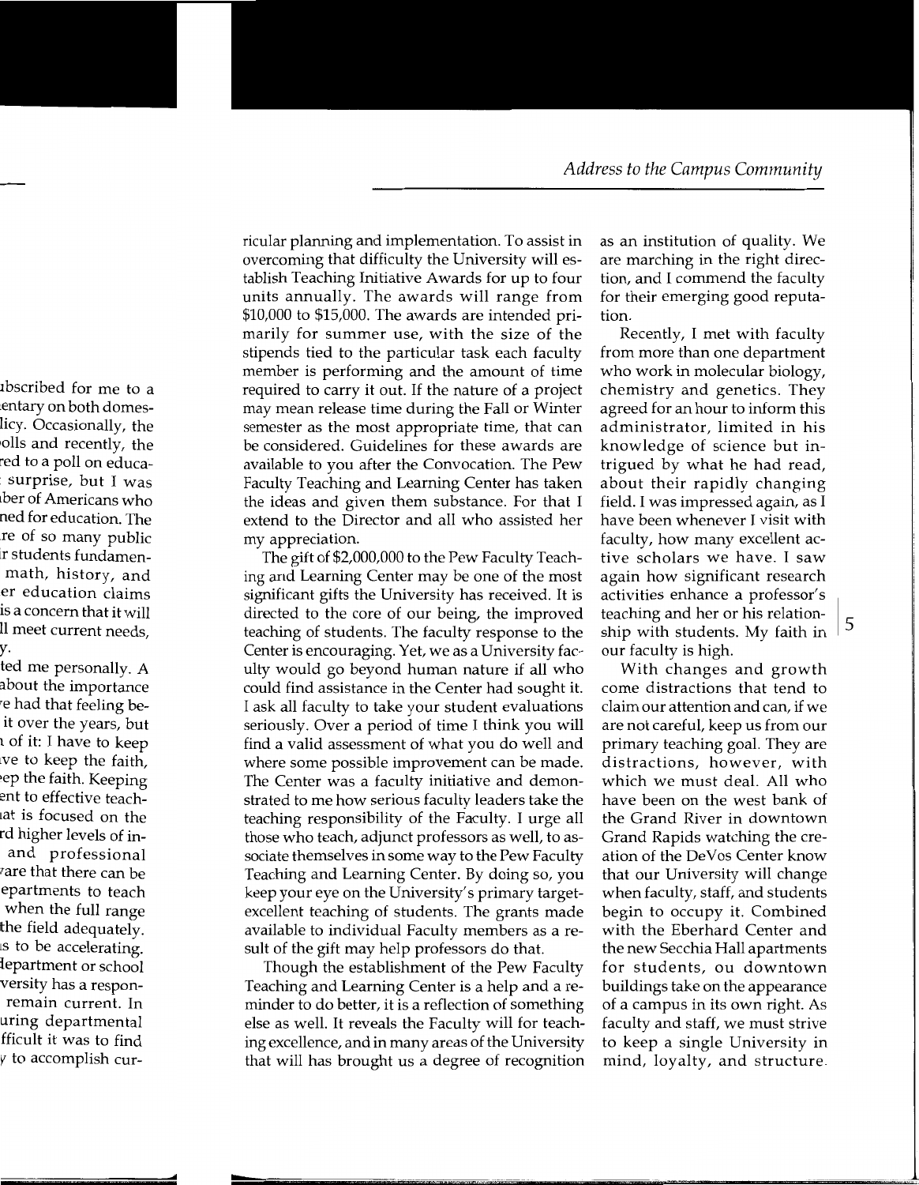ricular planning and implementation. To assist in overcoming that difficulty the University will establish Teaching Initiative Awards for up to four units annually. The awards will range from $10,000 to $15,000. The awards are intended primarily for summer use, with the size of the stipends tied to the particular task each faculty member is performing and the amount of time required to carry it out. If the nature of a project may mean release time during the Fall or Winter semester as the most appropriate time, that can be considered. Guidelines for these awards are available to you after the Convocation. The Pew Faculty Teaching and Learning Center has taken the ideas and given them substance. For that I extend to the Director and all who assisted her my appreciation.

The gift of $2,000,000 to the Pew Faculty Teaching and Learning Center may be one of the most significant gifts the University has received. It is directed to the core of our being, the improved teaching of students. The faculty response to the Center is encouraging. Yet, we as a University faculty would go beyond human nature if all who could find assistance in the Center had sought it. I ask all faculty to take your student evaluations seriously. Over a period of time I think you will find a valid assessment of what you do well and where some possible improvement can be made. The Center was a faculty initiative and demonstrated to me how serious faculty leaders take the teaching responsibility of the Faculty. I urge all those who teach, adjunct professors as well, to associate themselves in some way to the Pew Faculty Teaching and Learning Center. By doing so, you keep your eye on the University's primary target-excellent teaching of students. The grants made available to individual Faculty members as a result of the gift may help professors do that.

Though the establishment of the Pew Faculty Teaching and Learning Center is a help and a reminder to do better, it is a reflection of something else as well. It reveals the Faculty will for teaching excellence, and in many areas of the University that will has brought us a degree of recognition as an institution of quality. We are marching in the right direction, and I commend the faculty for their emerging good reputation.

Recently, I met with faculty from more than one department who work in molecular biology, chemistry and genetics. They agreed for an hour to inform this administrator, limited in his knowledge of science but intrigued by what he had read, about their rapidly changing field. I was impressed again, as I have been whenever I visit with faculty, how many excellent active scholars we have. I saw again how significant research activities enhance a professor's teaching and her or his relationship with students. My faith in our faculty is high.

With changes and growth come distractions that tend to claim our attention and can, if we are not careful, keep us from our primary teaching goal. They are distractions, however, with which we must deal. All who have been on the west bank of the Grand River in downtown Grand Rapids watching the creation of the DeVos Center know that our University will change when faculty, staff, and students begin to occupy it. Combined with the Eberhard Center and the new Secchia Hall apartments for students, ou downtown buildings take on the appearance of a campus in its own right. As faculty and staff, we must strive to keep a single University in mind, loyalty, and structure.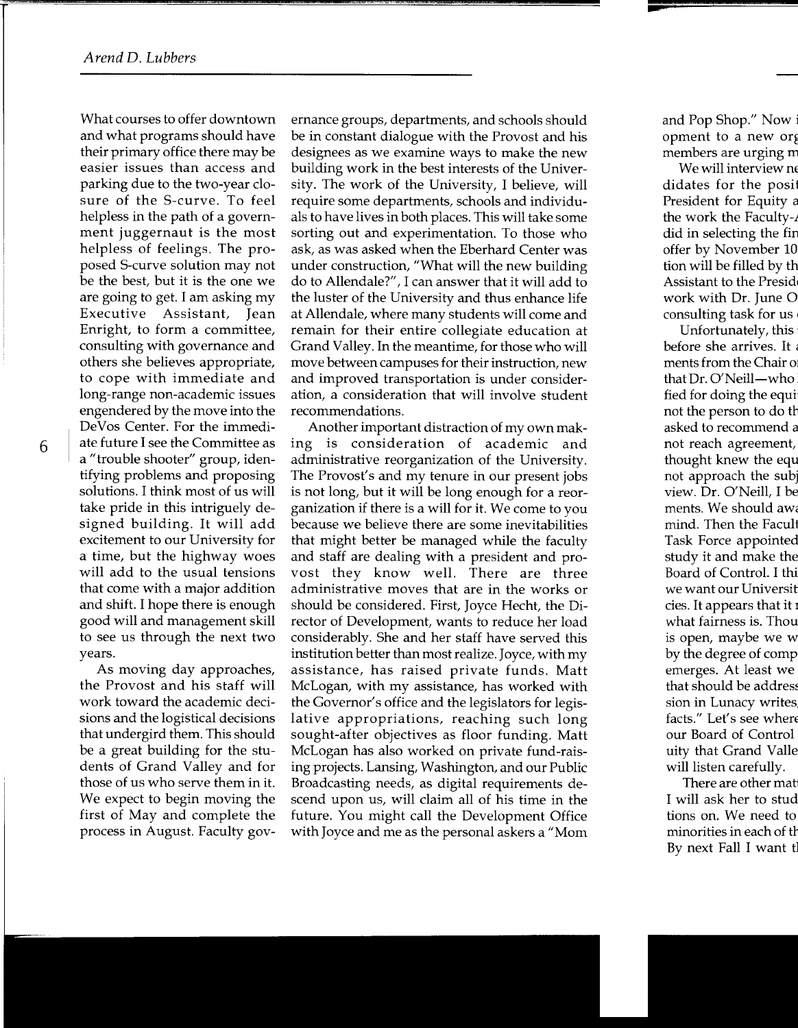What courses to offer downtown and what programs should have their primary office there may be easier issues than access and parking due to the two-year closure of the S-curve. To feel helpless in the path of a government juggernaut is the most helpless of feelings. The proposed S-curve solution may not be the best, but it is the one we are going to get. I am asking my Executive Assistant, Jean Enright, to form a committee, consulting with governance and others she believes appropriate, to cope with immediate and long-range non-academic issues engendered by the move into the DeVos Center. For the immediate future I see the Committee as a "trouble shooter" group, identifying problems and proposing solutions. I think most of us will take pride in this intriguely designed building. It will add excitement to our University for a time, but the highway woes will add to the usual tensions that come with a major addition and shift. I hope there is enough good will and management skill to see us through the next two years.

As moving day approaches, the Provost and his staff will work toward the academic decisions and the logistical decisions that undergird them. This should be a great building for the students of Grand Valley and for those of us who serve them in it. We expect to begin moving the first of May and complete the process in August. Faculty governance groups, departments, and schools should be in constant dialogue with the Provost and his designees as we examine ways to make the new building work in the best interests of the University. The work of the University, I believe, will require some departments, schools and individuals to have lives in both places. This will take some sorting out and experimentation. To those who ask, as was asked when the Eberhard Center was under construction, "What will the new building do to Allendale?", I can answer that it will add to the luster of the University and thus enhance life at Allendale, where many students will come and remain for their entire collegiate education at Grand Valley. In the meantime, for those who will move between campuses for their instruction, new and improved transportation is under consideration, a consideration that will involve student recommendations.

Another important distraction of my own making is consideration of academic and administrative reorganization of the University. The Provost's and my tenure in our present jobs is not long, but it will be long enough for a reorganization if there is a will for it. We come to you because we believe there are some inevitabilities that might better be managed while the faculty and staff are dealing with a president and provost they know well. There are three administrative moves that are in the works or should be considered. First, Joyce Hecht, the Director of Development, wants to reduce her load considerably. She and her staff have served this institution better than most realize. Joyce, with my assistance, has raised private funds. Matt McLogan, with my assistance, has worked with the Governor's office and the legislators for legislative appropriations, reaching such long sought-after objectives as floor funding. Matt McLogan has also worked on private fund-raising projects. Lansing, Washington, and our Public Broadcasting needs, as digital requirements descend upon us, will claim all of his time in the future. You might call the Development Office with Joyce and me as the personal askers a "Mom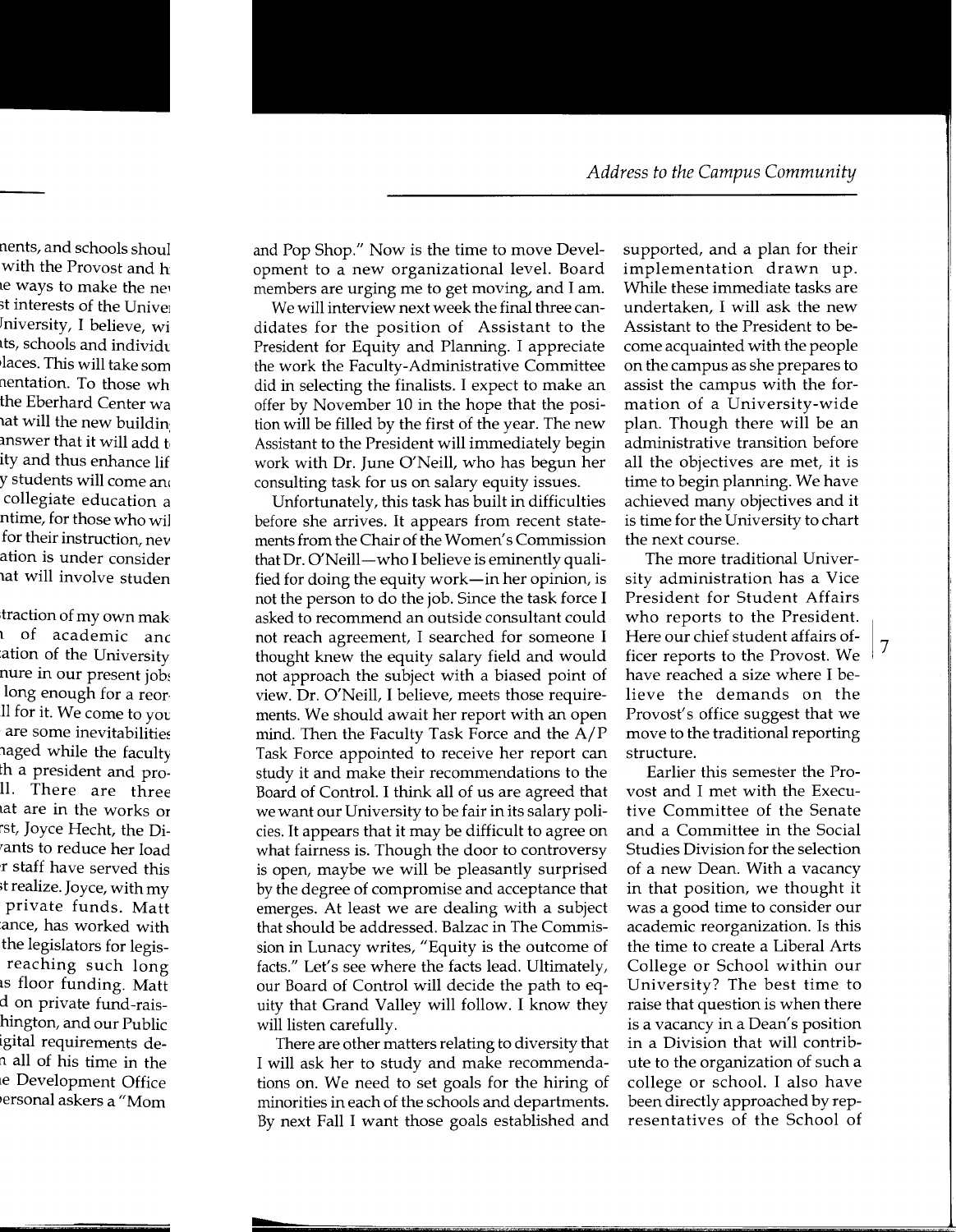and Pop Shop." Now is the time to move Development to a new organizational level. Board members are urging me to get moving, and I am.

We will interview next week the final three candidates for the position of Assistant to the President for Equity and Planning. I appreciate the work the Faculty-Administrative Committee did in selecting the finalists. I expect to make an offer by November 10 in the hope that the position will be filled by the first of the year. The new Assistant to the President will immediately begin work with Dr. June O'Neill, who has begun her consulting task for us on salary equity issues.

Unfortunately, this task has built in difficulties before she arrives. It appears from recent statements from the Chair of the Women's Commission that Dr. O'Neill—who I believe is eminently qualified for doing the equity work—in her opinion, is not the person to do the job. Since the task force I asked to recommend an outside consultant could not reach agreement, I searched for someone I thought knew the equity salary field and would not approach the subject with a biased point of view. Dr. O'Neill, I believe, meets those requirements. We should await her report with an open mind. Then the Faculty Task Force and the A/P Task Force appointed to receive her report can study it and make their recommendations to the Board of Control. I think all of us are agreed that we want our University to be fair in its salary policies. It appears that it may be difficult to agree on what fairness is. Though the door to controversy is open, maybe we will be pleasantly surprised by the degree of compromise and acceptance that emerges. At least we are dealing with a subject that should be addressed. Balzac in The Commission in Lunacy writes, "Equity is the outcome of facts." Let's see where the facts lead. Ultimately, our Board of Control will decide the path to equity that Grand Valley will follow. I know they will listen carefully.

There are other matters relating to diversity that I will ask her to study and make recommendations on. We need to set goals for the hiring of minorities in each of the schools and departments. By next Fall I want those goals established and supported, and a plan for their implementation drawn up. While these immediate tasks are undertaken, I will ask the new Assistant to the President to become acquainted with the people on the campus as she prepares to assist the campus with the formation of a University-wide plan. Though there will be an administrative transition before all the objectives are met, it is time to begin planning. We have achieved many objectives and it is time for the University to chart the next course.

The more traditional University administration has a Vice President for Student Affairs who reports to the President. Here our chief student affairs officer reports to the Provost. We have reached a size where I believe the demands on the Provost's office suggest that we move to the traditional reporting structure.

Earlier this semester the Provost and I met with the Executive Committee of the Senate and a Committee in the Social Studies Division for the selection of a new Dean. With a vacancy in that position, we thought it was a good time to consider our academic reorganization. Is this the time to create a Liberal Arts College or School within our University? The best time to raise that question is when there is a vacancy in a Dean's position in a Division that will contribute to the organization of such a college or school. I also have been directly approached by representatives of the School of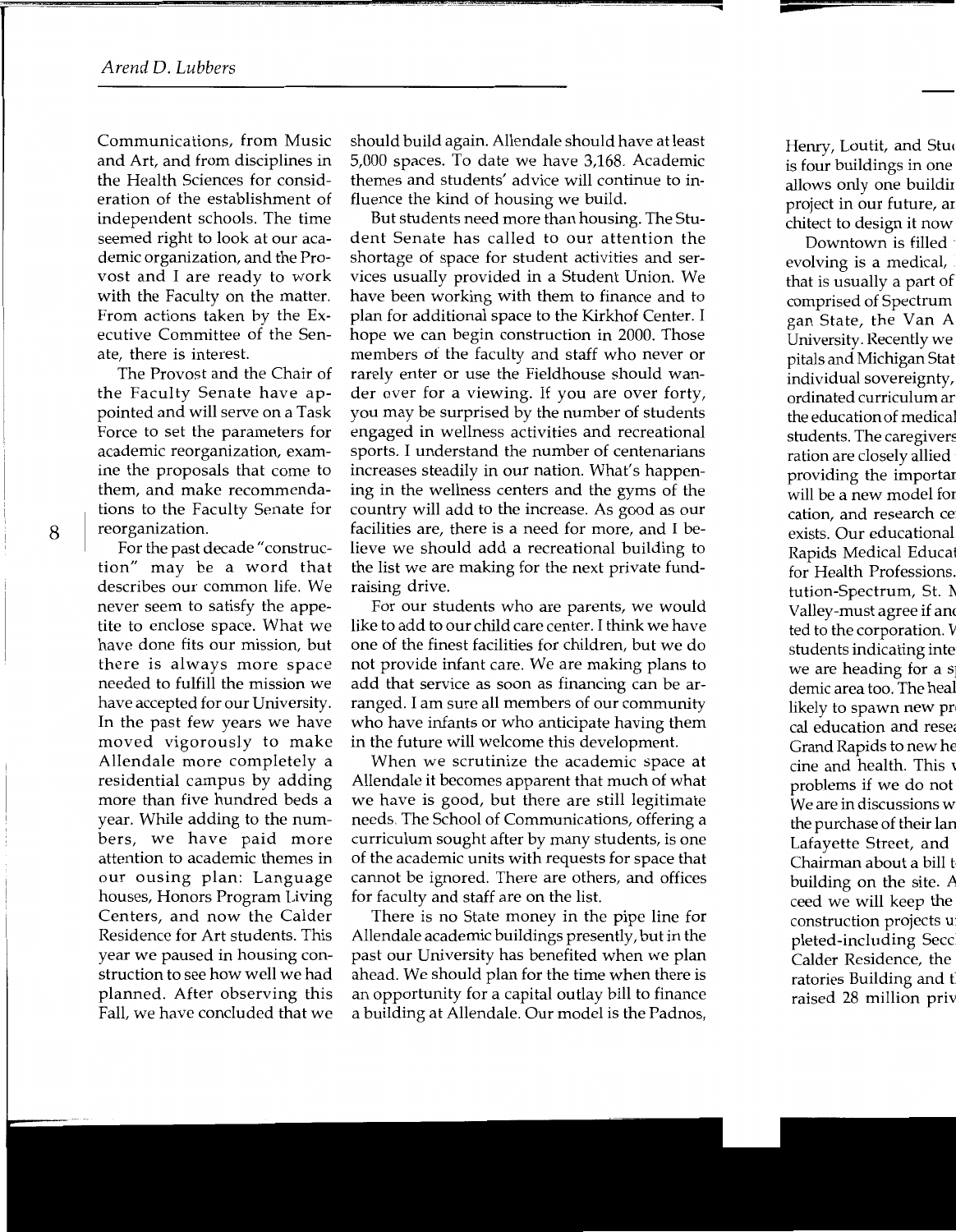Communications, from Music and Art, and from disciplines in the Health Sciences for consideration of the establishment of independent schools. The time seemed right to look at our academic organization, and the Provost and I are ready to work with the Faculty on the matter. From actions taken by the Executive Committee of the Senate, there is interest.

The Provost and the Chair of the Faculty Senate have appointed and will serve on a Task Force to set the parameters for academic reorganization, examine the proposals that come to them, and make recommendations to the Faculty Senate for reorganization.

For the past decade "construction" may be a word that describes our common life. We never seem to satisfy the appetite to enclose space. What we have done fits our mission, but there is always more space needed to fulfill the mission we have accepted for our University. In the past few years we have moved vigorously to make Allendale more completely a residential campus by adding more than five hundred beds a year. While adding to the numbers, we have paid more attention to academic themes in our ousing plan: Language houses, Honors Program Living Centers, and now the Calder Residence for Art students. This year we paused in housing construction to see how well we had planned. After observing this Fall, we have concluded that we should build again. Allendale should have at least 5,000 spaces. To date we have 3,168. Academic themes and students' advice will continue to influence the kind of housing we build.

But students need more than housing. The Student Senate has called to our attention the shortage of space for student activities and services usually provided in a Student Union. We have been working with them to finance and to plan for additional space to the Kirkhof Center. I hope we can begin construction in 2000. Those members of the faculty and staff who never or rarely enter or use the Fieldhouse should wander over for a viewing. If you are over forty, you may be surprised by the number of students engaged in wellness activities and recreational sports. I understand the number of centenarians increases steadily in our nation. What's happening in the wellness centers and the gyms of the country will add to the increase. As good as our facilities are, there is a need for more, and I believe we should add a recreational building to the list we are making for the next private fund-raising drive.

For our students who are parents, we would like to add to our child care center. I think we have one of the finest facilities for children, but we do not provide infant care. We are making plans to add that service as soon as financing can be arranged. I am sure all members of our community who have infants or who anticipate having them in the future will welcome this development.

When we scrutinize the academic space at Allendale it becomes apparent that much of what we have is good, but there are still legitimate needs. The School of Communications, offering a curriculum sought after by many students, is one of the academic units with requests for space that cannot be ignored. There are others, and offices for faculty and staff are on the list.

There is no State money in the pipe line for Allendale academic buildings presently, but in the past our University has benefited when we plan ahead. We should plan for the time when there is an opportunity for a capital outlay bill to finance a building at Allendale. Our model is the Padnos,

Henry, Loutit, and Stu[...] is four buildings in one [...] allows only one buildi[...] project in our future, a[...] chitect to design it now[...]

Downtown is filled [...] evolving is a medical, [...] that is usually a part of [...] comprised of Spectrum [...] gan State, the Van A[...] University. Recently we [...] pitals and Michigan Stat[...] individual sovereignty, [...] ordinated curriculum a[...] the education of medical [...] students. The caregivers [...] ration are closely allied [...] providing the importa[...] will be a new model fo[...] cation, and research ce[...] exists. Our educational [...] Rapids Medical Educa[...] for Health Professions. [...] tution-Spectrum, St. [...] Valley-must agree if an[...] ted to the corporation. [...] students indicating inte[...] we are heading for a s[...] demic area too. The hea[...] likely to spawn new pr[...] cal education and rese[...] Grand Rapids to new he[...] cine and health. This [...] problems if we do not [...] We are in discussions w[...] the purchase of their la[...] Lafayette Street, and [...] Chairman about a bill t[...] building on the site. [...] ceed we will keep the [...] construction projects u[...] pleted-including Sec[...] Calder Residence, the [...] ratories Building and t[...] raised 28 million pri[...]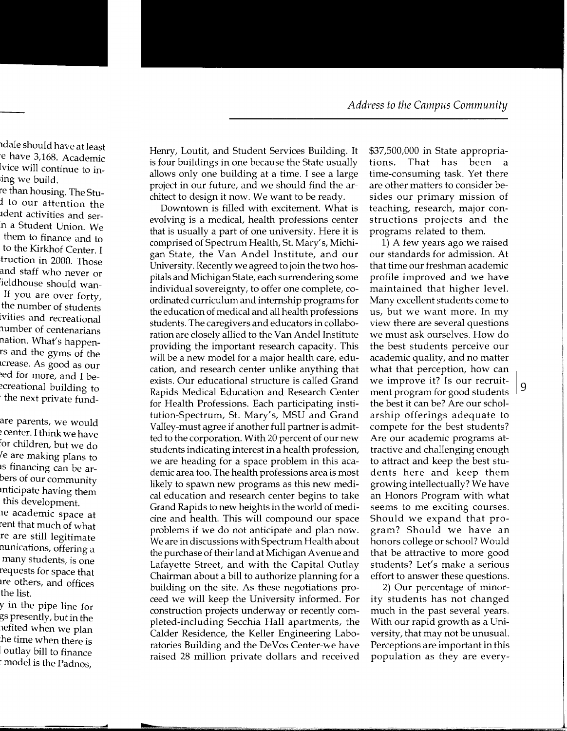Henry, Loutit, and Student Services Building. It is four buildings in one because the State usually allows only one building at a time. I see a large project in our future, and we should find the architect to design it now. We want to be ready.

Downtown is filled with excitement. What is evolving is a medical, health professions center that is usually a part of one university. Here it is comprised of Spectrum Health, St. Mary's, Michigan State, the Van Andel Institute, and our University. Recently we agreed to join the two hospitals and Michigan State, each surrendering some individual sovereignty, to offer one complete, coordinated curriculum and internship programs for the education of medical and all health professions students. The caregivers and educators in collaboration are closely allied to the Van Andel Institute providing the important research capacity. This will be a new model for a major health care, education, and research center unlike anything that exists. Our educational structure is called Grand Rapids Medical Education and Research Center for Health Professions. Each participating institution-Spectrum, St. Mary's, MSU and Grand Valley-must agree if another full partner is admitted to the corporation. With 20 percent of our new students indicating interest in a health profession, we are heading for a space problem in this academic area too. The health professions area is most likely to spawn new programs as this new medical education and research center begins to take Grand Rapids to new heights in the world of medicine and health. This will compound our space problems if we do not anticipate and plan now. We are in discussions with Spectrum Health about the purchase of their land at Michigan Avenue and Lafayette Street, and with the Capital Outlay Chairman about a bill to authorize planning for a building on the site. As these negotiations proceed we will keep the University informed. For construction projects underway or recently completed-including Secchia Hall apartments, the Calder Residence, the Keller Engineering Laboratories Building and the DeVos Center-we have raised 28 million private dollars and received $37,500,000 in State appropriations. That has been a time-consuming task. Yet there are other matters to consider besides our primary mission of teaching, research, major constructions projects and the programs related to them.

1) A few years ago we raised our standards for admission. At that time our freshman academic profile improved and we have maintained that higher level. Many excellent students come to us, but we want more. In my view there are several questions we must ask ourselves. How do the best students perceive our academic quality, and no matter what that perception, how can we improve it? Is our recruitment program for good students the best it can be? Are our scholarship offerings adequate to compete for the best students? Are our academic programs attractive and challenging enough to attract and keep the best students here and keep them growing intellectually? We have an Honors Program with what seems to me exciting courses. Should we expand that program? Should we have an honors college or school? Would that be attractive to more good students? Let's make a serious effort to answer these questions.

2) Our percentage of minority students has not changed much in the past several years. With our rapid growth as a University, that may not be unusual. Perceptions are important in this population as they are every-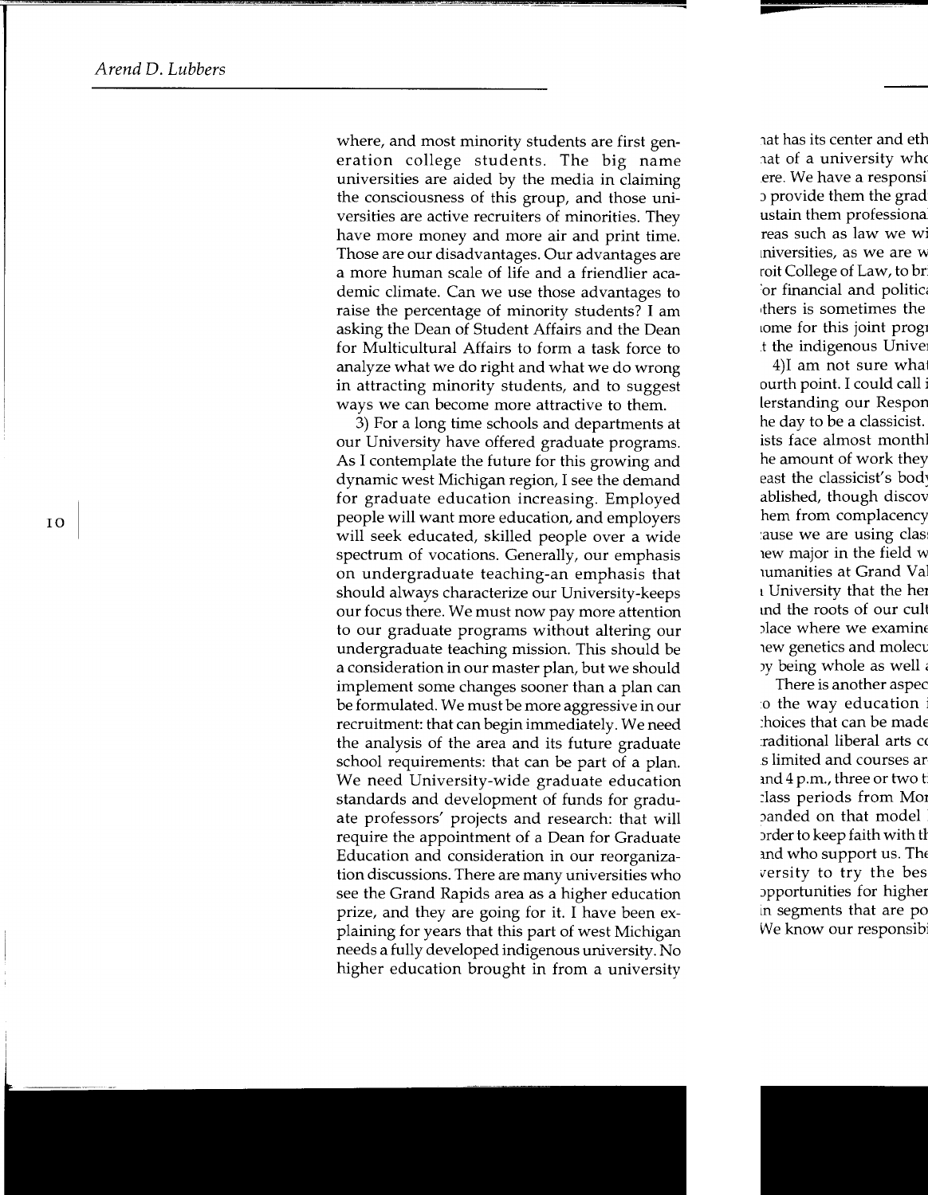where, and most minority students are first generation college students. The big name universities are aided by the media in claiming the consciousness of this group, and those universities are active recruiters of minorities. They have more money and more air and print time. Those are our disadvantages. Our advantages are a more human scale of life and a friendlier academic climate. Can we use those advantages to raise the percentage of minority students? I am asking the Dean of Student Affairs and the Dean for Multicultural Affairs to form a task force to analyze what we do right and what we do wrong in attracting minority students, and to suggest ways we can become more attractive to them.

3) For a long time schools and departments at our University have offered graduate programs. As I contemplate the future for this growing and dynamic west Michigan region, I see the demand for graduate education increasing. Employed people will want more education, and employers will seek educated, skilled people over a wide spectrum of vocations. Generally, our emphasis on undergraduate teaching-an emphasis that should always characterize our University-keeps our focus there. We must now pay more attention to our graduate programs without altering our undergraduate teaching mission. This should be a consideration in our master plan, but we should implement some changes sooner than a plan can be formulated. We must be more aggressive in our recruitment: that can begin immediately. We need the analysis of the area and its future graduate school requirements: that can be part of a plan. We need University-wide graduate education standards and development of funds for graduate professors' projects and research: that will require the appointment of a Dean for Graduate Education and consideration in our reorganization discussions. There are many universities who see the Grand Rapids area as a higher education prize, and they are going for it. I have been explaining for years that this part of west Michigan needs a fully developed indigenous university. No higher education brought in from a university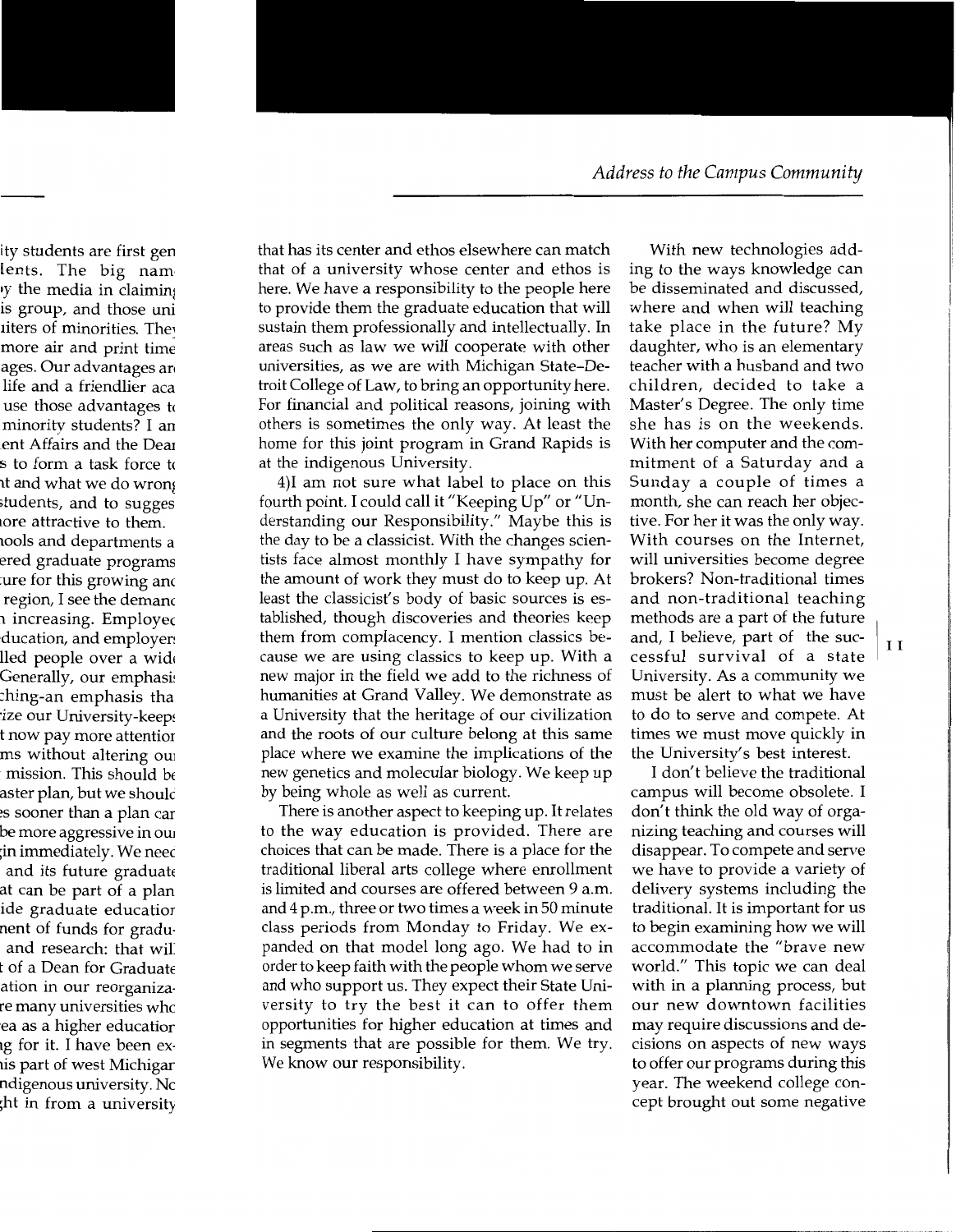that has its center and ethos elsewhere can match that of a university whose center and ethos is here. We have a responsibility to the people here to provide them the graduate education that will sustain them professionally and intellectually. In areas such as law we will cooperate with other universities, as we are with Michigan State–Detroit College of Law, to bring an opportunity here. For financial and political reasons, joining with others is sometimes the only way. At least the home for this joint program in Grand Rapids is at the indigenous University.

4)I am not sure what label to place on this fourth point. I could call it "Keeping Up" or "Understanding our Responsibility." Maybe this is the day to be a classicist. With the changes scientists face almost monthly I have sympathy for the amount of work they must do to keep up. At least the classicist's body of basic sources is established, though discoveries and theories keep them from complacency. I mention classics because we are using classics to keep up. With a new major in the field we add to the richness of humanities at Grand Valley. We demonstrate as a University that the heritage of our civilization and the roots of our culture belong at this same place where we examine the implications of the new genetics and molecular biology. We keep up by being whole as well as current.

There is another aspect to keeping up. It relates to the way education is provided. There are choices that can be made. There is a place for the traditional liberal arts college where enrollment is limited and courses are offered between 9 a.m. and 4 p.m., three or two times a week in 50 minute class periods from Monday to Friday. We expanded on that model long ago. We had to in order to keep faith with the people whom we serve and who support us. They expect their State University to try the best it can to offer them opportunities for higher education at times and in segments that are possible for them. We try. We know our responsibility.

With new technologies adding to the ways knowledge can be disseminated and discussed, where and when will teaching take place in the future? My daughter, who is an elementary teacher with a husband and two children, decided to take a Master's Degree. The only time she has is on the weekends. With her computer and the commitment of a Saturday and a Sunday a couple of times a month, she can reach her objective. For her it was the only way. With courses on the Internet, will universities become degree brokers? Non-traditional times and non-traditional teaching methods are a part of the future and, I believe, part of the successful survival of a state University. As a community we must be alert to what we have to do to serve and compete. At times we must move quickly in the University's best interest.

I don't believe the traditional campus will become obsolete. I don't think the old way of organizing teaching and courses will disappear. To compete and serve we have to provide a variety of delivery systems including the traditional. It is important for us to begin examining how we will accommodate the "brave new world." This topic we can deal with in a planning process, but our new downtown facilities may require discussions and decisions on aspects of new ways to offer our programs during this year. The weekend college concept brought out some negative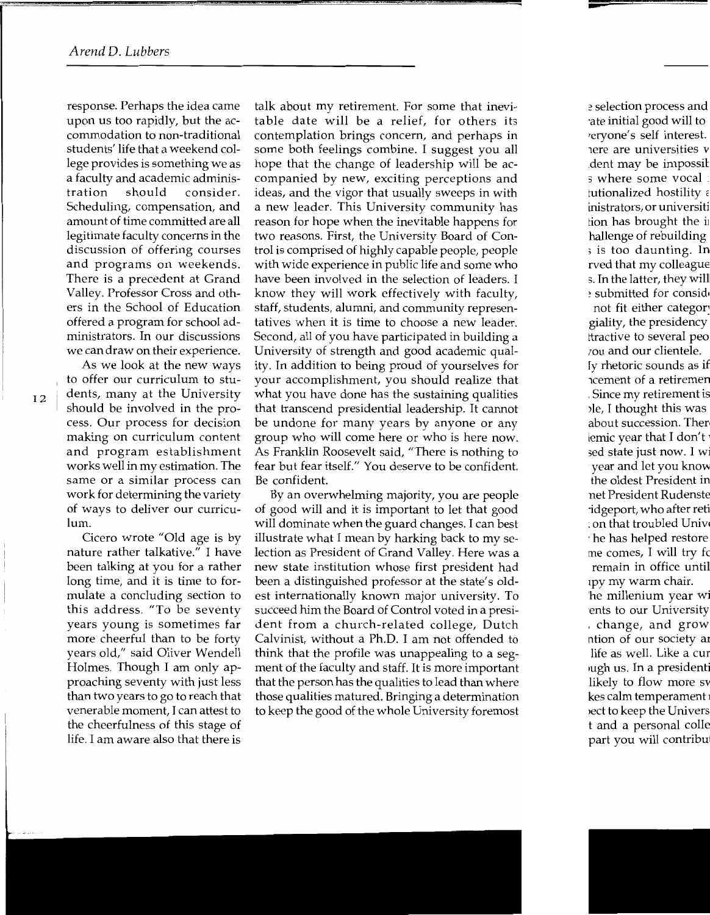response. Perhaps the idea came upon us too rapidly, but the accommodation to non-traditional students' life that a weekend college provides is something we as a faculty and academic administration should consider. Scheduling, compensation, and amount of time committed are all legitimate faculty concerns in the discussion of offering courses and programs on weekends. There is a precedent at Grand Valley. Professor Cross and others in the School of Education offered a program for school administrators. In our discussions we can draw on their experience.

As we look at the new ways to offer our curriculum to students, many at the University should be involved in the process. Our process for decision making on curriculum content and program establishment works well in my estimation. The same or a similar process can work for determining the variety of ways to deliver our curriculum.

Cicero wrote "Old age is by nature rather talkative." I have been talking at you for a rather long time, and it is time to formulate a concluding section to this address. "To be seventy years young is sometimes far more cheerful than to be forty years old," said Oliver Wendell Holmes. Though I am only approaching seventy with just less than two years to go to reach that venerable moment, I can attest to the cheerfulness of this stage of life. I am aware also that there is talk about my retirement. For some that inevitable date will be a relief, for others its contemplation brings concern, and perhaps in some both feelings combine. I suggest you all hope that the change of leadership will be accompanied by new, exciting perceptions and ideas, and the vigor that usually sweeps in with a new leader. This University community has reason for hope when the inevitable happens for two reasons. First, the University Board of Control is comprised of highly capable people, people with wide experience in public life and some who have been involved in the selection of leaders. I know they will work effectively with faculty, staff, students, alumni, and community representatives when it is time to choose a new leader. Second, all of you have participated in building a University of strength and good academic quality. In addition to being proud of yourselves for your accomplishment, you should realize that what you have done has the sustaining qualities that transcend presidential leadership. It cannot be undone for many years by anyone or any group who will come here or who is here now. As Franklin Roosevelt said, "There is nothing to fear but fear itself." You deserve to be confident. Be confident.

By an overwhelming majority, you are people of good will and it is important to let that good will dominate when the guard changes. I can best illustrate what I mean by harking back to my selection as President of Grand Valley. Here was a new state institution whose first president had been a distinguished professor at the state's oldest internationally known major university. To succeed him the Board of Control voted in a president from a church-related college, Dutch Calvinist, without a Ph.D. I am not offended to think that the profile was unappealing to a segment of the faculty and staff. It is more important that the person has the qualities to lead than where those qualities matured. Bringing a determination to keep the good of the whole University foremost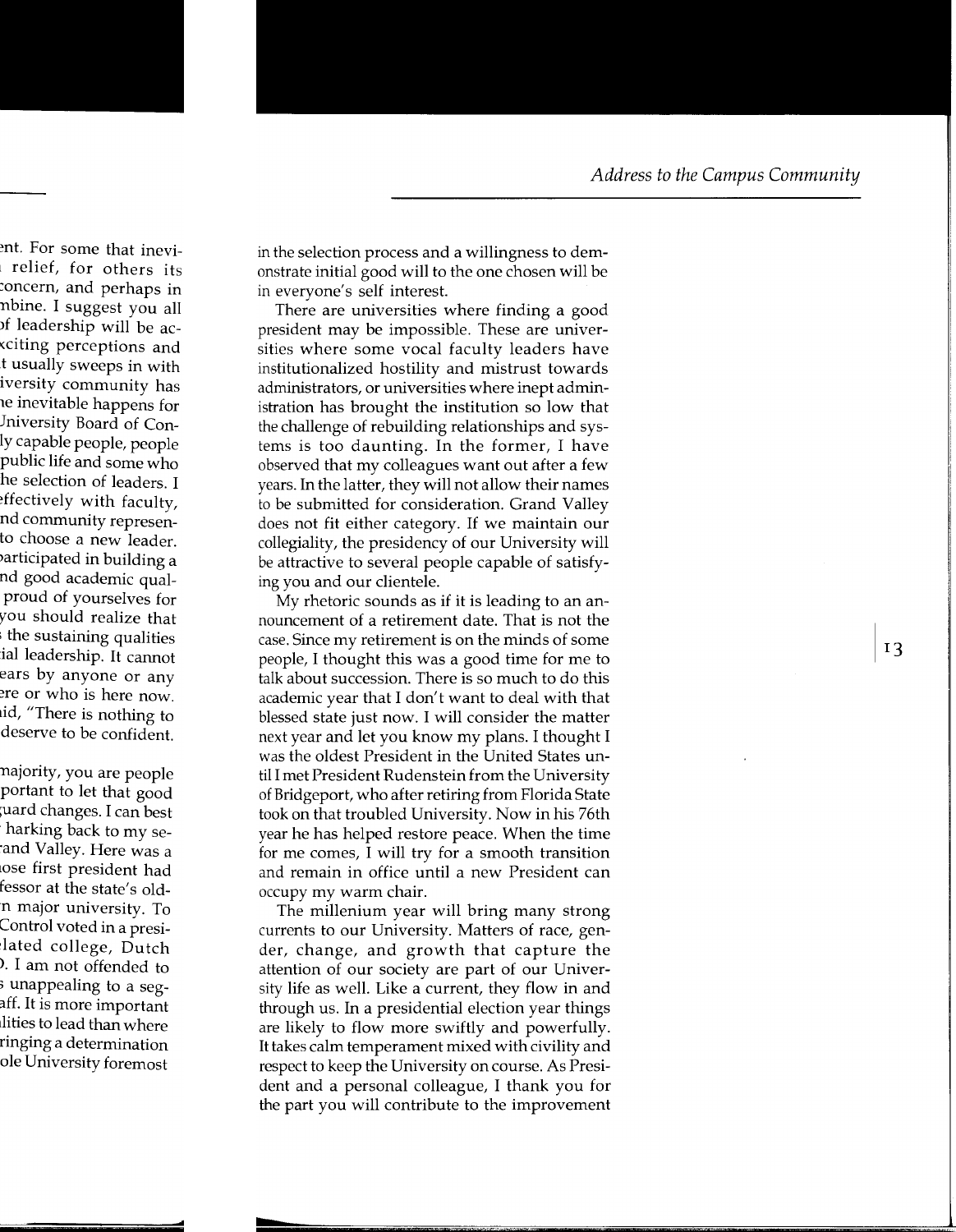in the selection process and a willingness to demonstrate initial good will to the one chosen will be in everyone's self interest.

There are universities where finding a good president may be impossible. These are universities where some vocal faculty leaders have institutionalized hostility and mistrust towards administrators, or universities where inept administration has brought the institution so low that the challenge of rebuilding relationships and systems is too daunting. In the former, I have observed that my colleagues want out after a few years. In the latter, they will not allow their names to be submitted for consideration. Grand Valley does not fit either category. If we maintain our collegiality, the presidency of our University will be attractive to several people capable of satisfying you and our clientele.

My rhetoric sounds as if it is leading to an announcement of a retirement date. That is not the case. Since my retirement is on the minds of some people, I thought this was a good time for me to talk about succession. There is so much to do this academic year that I don't want to deal with that blessed state just now. I will consider the matter next year and let you know my plans. I thought I was the oldest President in the United States until I met President Rudenstein from the University of Bridgeport, who after retiring from Florida State took on that troubled University. Now in his 76th year he has helped restore peace. When the time for me comes, I will try for a smooth transition and remain in office until a new President can occupy my warm chair.

The millenium year will bring many strong currents to our University. Matters of race, gender, change, and growth that capture the attention of our society are part of our University life as well. Like a current, they flow in and through us. In a presidential election year things are likely to flow more swiftly and powerfully. It takes calm temperament mixed with civility and respect to keep the University on course. As President and a personal colleague, I thank you for the part you will contribute to the improvement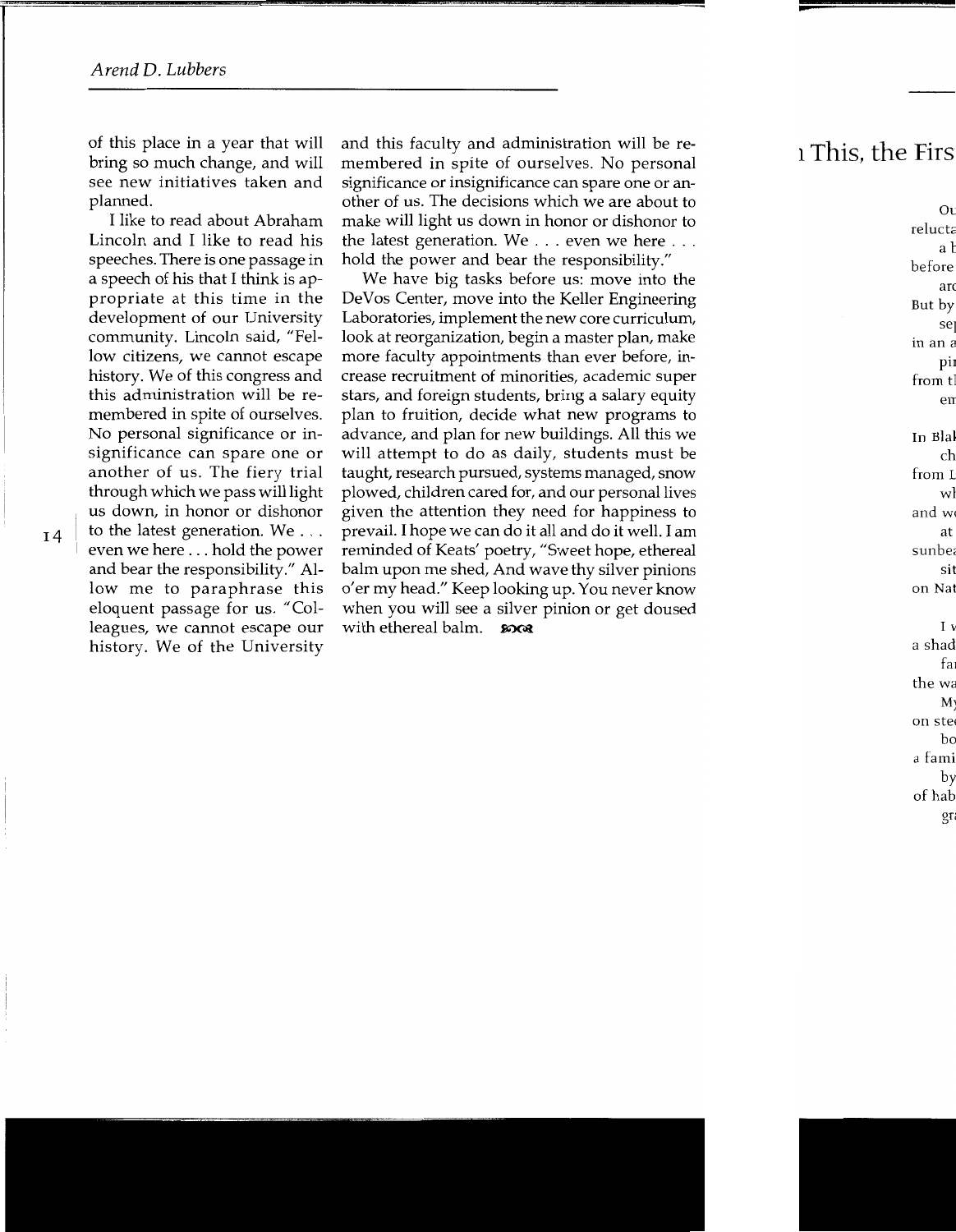of this place in a year that will bring so much change, and will see new initiatives taken and planned.

I like to read about Abraham Lincoln and I like to read his speeches. There is one passage in a speech of his that I think is appropriate at this time in the development of our University community. Lincoln said, "Fellow citizens, we cannot escape history. We of this congress and this administration will be remembered in spite of ourselves. No personal significance or insignificance can spare one or another of us. The fiery trial through which we pass will light us down, in honor or dishonor to the latest generation. We . . . even we here . . . hold the power and bear the responsibility." Allow me to paraphrase this eloquent passage for us. "Colleagues, we cannot escape our history. We of the University and this faculty and administration will be remembered in spite of ourselves. No personal significance or insignificance can spare one or another of us. The decisions which we are about to make will light us down in honor or dishonor to the latest generation. We . . . even we here . . . hold the power and bear the responsibility."

We have big tasks before us: move into the DeVos Center, move into the Keller Engineering Laboratories, implement the new core curriculum, look at reorganization, begin a master plan, make more faculty appointments than ever before, increase recruitment of minorities, academic super stars, and foreign students, bring a salary equity plan to fruition, decide what new programs to advance, and plan for new buildings. All this we will attempt to do as daily, students must be taught, research pursued, systems managed, snow plowed, children cared for, and our personal lives given the attention they need for happiness to prevail. I hope we can do it all and do it well. I am reminded of Keats' poetry, "Sweet hope, ethereal balm upon me shed, And wave thy silver pinions o'er my head." Keep looking up. You never know when you will see a silver pinion or get doused with ethereal balm.